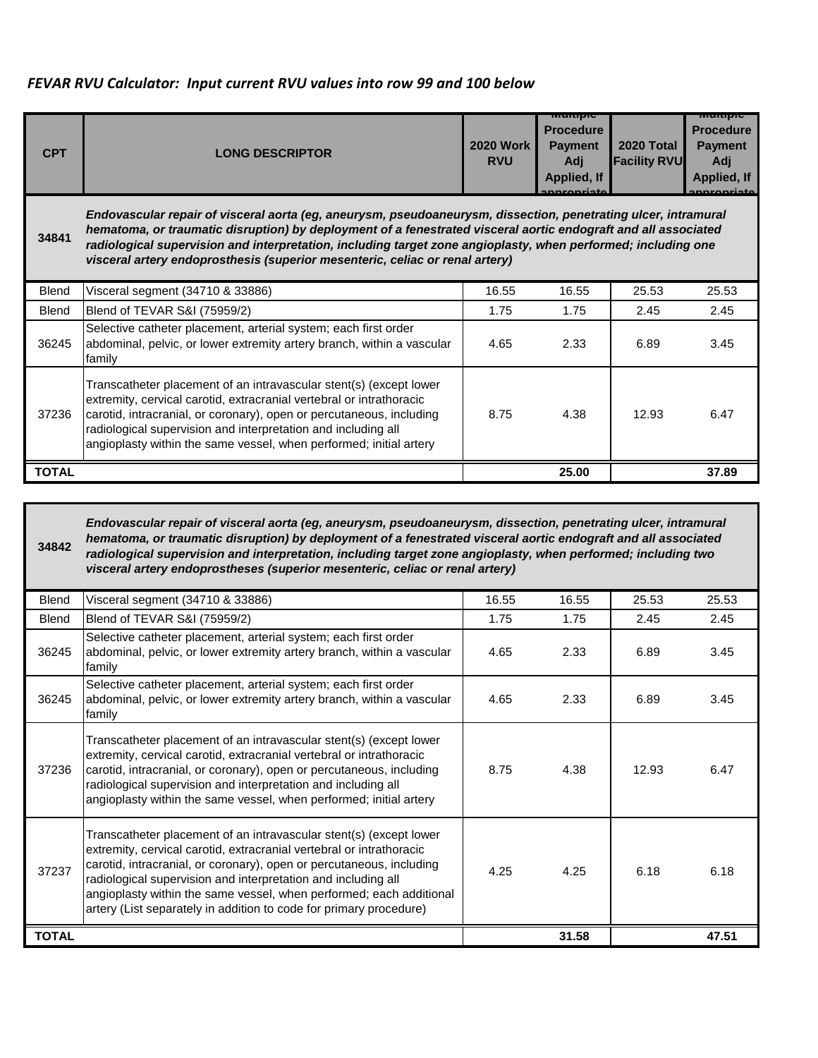*FEVAR RVU Calculator: Input current RVU values into row 99 and 100 below*

| CPT | LONG DESCRIPTOR | 2020 Work RVU | Multiple Procedure Payment Adj Applied, If appropriate | 2020 Total Facility RVU | Multiple Procedure Payment Adj Applied, If appropriate |
|---|---|---|---|---|---|
| **34841** | ***Endovascular repair of visceral aorta (eg, aneurysm, pseudoaneurysm, dissection, penetrating ulcer, intramural hematoma, or traumatic disruption) by deployment of a fenestrated visceral aortic endograft and all associated radiological supervision and interpretation, including target zone angioplasty, when performed; including one visceral artery endoprosthesis (superior mesenteric, celiac or renal artery)*** | | | | |
| Blend | Visceral segment (34710 & 33886) | 16.55 | 16.55 | 25.53 | 25.53 |
| Blend | Blend of TEVAR S&I (75959/2) | 1.75 | 1.75 | 2.45 | 2.45 |
| 36245 | Selective catheter placement, arterial system; each first order abdominal, pelvic, or lower extremity artery branch, within a vascular family | 4.65 | 2.33 | 6.89 | 3.45 |
| 37236 | Transcatheter placement of an intravascular stent(s) (except lower extremity, cervical carotid, extracranial vertebral or intrathoracic carotid, intracranial, or coronary), open or percutaneous, including radiological supervision and interpretation and including all angioplasty within the same vessel, when performed; initial artery | 8.75 | 4.38 | 12.93 | 6.47 |
| **TOTAL** | | | **25.00** | | **37.89** |

| CPT | LONG DESCRIPTOR | 2020 Work RVU | Multiple Procedure Payment Adj Applied, If appropriate | 2020 Total Facility RVU | Multiple Procedure Payment Adj Applied, If appropriate |
|---|---|---|---|---|---|
| **34842** | ***Endovascular repair of visceral aorta (eg, aneurysm, pseudoaneurysm, dissection, penetrating ulcer, intramural hematoma, or traumatic disruption) by deployment of a fenestrated visceral aortic endograft and all associated radiological supervision and interpretation, including target zone angioplasty, when performed; including two visceral artery endoprostheses (superior mesenteric, celiac or renal artery)*** | | | | |
| Blend | Visceral segment (34710 & 33886) | 16.55 | 16.55 | 25.53 | 25.53 |
| Blend | Blend of TEVAR S&I (75959/2) | 1.75 | 1.75 | 2.45 | 2.45 |
| 36245 | Selective catheter placement, arterial system; each first order abdominal, pelvic, or lower extremity artery branch, within a vascular family | 4.65 | 2.33 | 6.89 | 3.45 |
| 36245 | Selective catheter placement, arterial system; each first order abdominal, pelvic, or lower extremity artery branch, within a vascular family | 4.65 | 2.33 | 6.89 | 3.45 |
| 37236 | Transcatheter placement of an intravascular stent(s) (except lower extremity, cervical carotid, extracranial vertebral or intrathoracic carotid, intracranial, or coronary), open or percutaneous, including radiological supervision and interpretation and including all angioplasty within the same vessel, when performed; initial artery | 8.75 | 4.38 | 12.93 | 6.47 |
| 37237 | Transcatheter placement of an intravascular stent(s) (except lower extremity, cervical carotid, extracranial vertebral or intrathoracic carotid, intracranial, or coronary), open or percutaneous, including radiological supervision and interpretation and including all angioplasty within the same vessel, when performed; each additional artery (List separately in addition to code for primary procedure) | 4.25 | 4.25 | 6.18 | 6.18 |
| **TOTAL** | | | **31.58** | | **47.51** |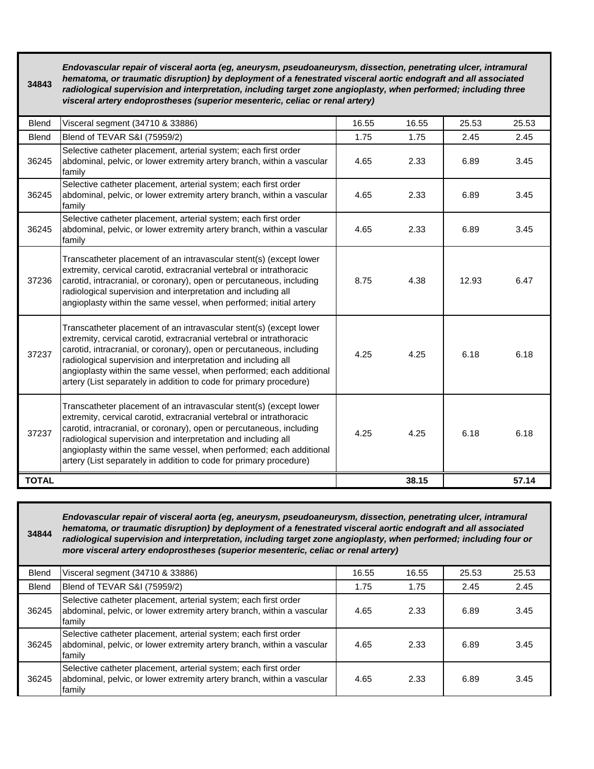| 34843 | *Endovascular repair of visceral aorta (eg, aneurysm, pseudoaneurysm, dissection, penetrating ulcer, intramural hematoma, or traumatic disruption) by deployment of a fenestrated visceral aortic endograft and all associated radiological supervision and interpretation, including target zone angioplasty, when performed; including three visceral artery endoprostheses (superior mesenteric, celiac or renal artery)* | | | | |
|---|---|---|---|---|---|
| Blend | Visceral segment (34710 & 33886) | 16.55 | 16.55 | 25.53 | 25.53 |
| Blend | Blend of TEVAR S&I (75959/2) | 1.75 | 1.75 | 2.45 | 2.45 |
| 36245 | Selective catheter placement, arterial system; each first order abdominal, pelvic, or lower extremity artery branch, within a vascular family | 4.65 | 2.33 | 6.89 | 3.45 |
| 36245 | Selective catheter placement, arterial system; each first order abdominal, pelvic, or lower extremity artery branch, within a vascular family | 4.65 | 2.33 | 6.89 | 3.45 |
| 36245 | Selective catheter placement, arterial system; each first order abdominal, pelvic, or lower extremity artery branch, within a vascular family | 4.65 | 2.33 | 6.89 | 3.45 |
| 37236 | Transcatheter placement of an intravascular stent(s) (except lower extremity, cervical carotid, extracranial vertebral or intrathoracic carotid, intracranial, or coronary), open or percutaneous, including radiological supervision and interpretation and including all angioplasty within the same vessel, when performed; initial artery | 8.75 | 4.38 | 12.93 | 6.47 |
| 37237 | Transcatheter placement of an intravascular stent(s) (except lower extremity, cervical carotid, extracranial vertebral or intrathoracic carotid, intracranial, or coronary), open or percutaneous, including radiological supervision and interpretation and including all angioplasty within the same vessel, when performed; each additional artery (List separately in addition to code for primary procedure) | 4.25 | 4.25 | 6.18 | 6.18 |
| 37237 | Transcatheter placement of an intravascular stent(s) (except lower extremity, cervical carotid, extracranial vertebral or intrathoracic carotid, intracranial, or coronary), open or percutaneous, including radiological supervision and interpretation and including all angioplasty within the same vessel, when performed; each additional artery (List separately in addition to code for primary procedure) | 4.25 | 4.25 | 6.18 | 6.18 |
| **TOTAL** | | | **38.15** | | **57.14** |

| 34844 | *Endovascular repair of visceral aorta (eg, aneurysm, pseudoaneurysm, dissection, penetrating ulcer, intramural hematoma, or traumatic disruption) by deployment of a fenestrated visceral aortic endograft and all associated radiological supervision and interpretation, including target zone angioplasty, when performed; including four or more visceral artery endoprostheses (superior mesenteric, celiac or renal artery)* | | | | |
|---|---|---|---|---|---|
| Blend | Visceral segment (34710 & 33886) | 16.55 | 16.55 | 25.53 | 25.53 |
| Blend | Blend of TEVAR S&I (75959/2) | 1.75 | 1.75 | 2.45 | 2.45 |
| 36245 | Selective catheter placement, arterial system; each first order abdominal, pelvic, or lower extremity artery branch, within a vascular family | 4.65 | 2.33 | 6.89 | 3.45 |
| 36245 | Selective catheter placement, arterial system; each first order abdominal, pelvic, or lower extremity artery branch, within a vascular family | 4.65 | 2.33 | 6.89 | 3.45 |
| 36245 | Selective catheter placement, arterial system; each first order abdominal, pelvic, or lower extremity artery branch, within a vascular family | 4.65 | 2.33 | 6.89 | 3.45 |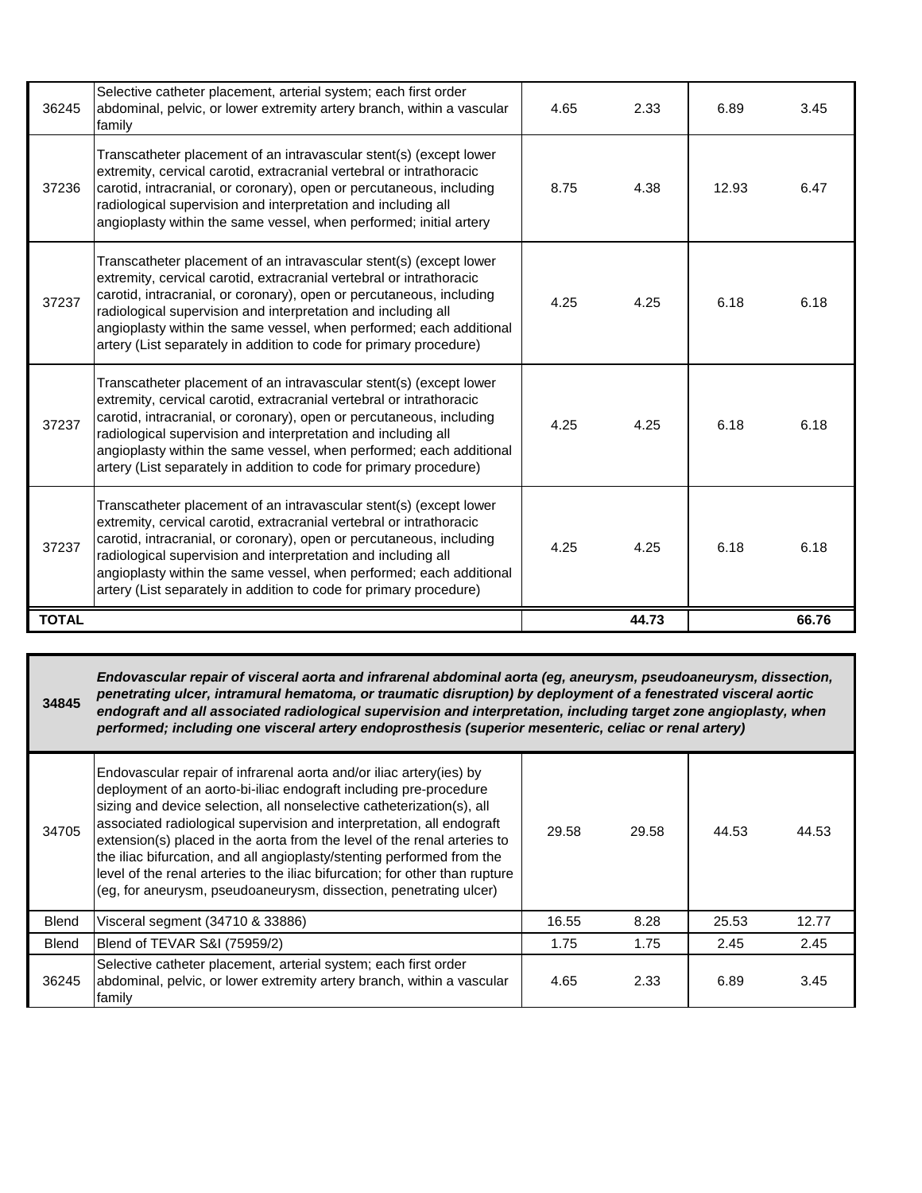| | | | | | |
|---|---|---|---|---|---|
| 36245 | Selective catheter placement, arterial system; each first order abdominal, pelvic, or lower extremity artery branch, within a vascular family | 4.65 | 2.33 | 6.89 | 3.45 |
| 37236 | Transcatheter placement of an intravascular stent(s) (except lower extremity, cervical carotid, extracranial vertebral or intrathoracic carotid, intracranial, or coronary), open or percutaneous, including radiological supervision and interpretation and including all angioplasty within the same vessel, when performed; initial artery | 8.75 | 4.38 | 12.93 | 6.47 |
| 37237 | Transcatheter placement of an intravascular stent(s) (except lower extremity, cervical carotid, extracranial vertebral or intrathoracic carotid, intracranial, or coronary), open or percutaneous, including radiological supervision and interpretation and including all angioplasty within the same vessel, when performed; each additional artery (List separately in addition to code for primary procedure) | 4.25 | 4.25 | 6.18 | 6.18 |
| 37237 | Transcatheter placement of an intravascular stent(s) (except lower extremity, cervical carotid, extracranial vertebral or intrathoracic carotid, intracranial, or coronary), open or percutaneous, including radiological supervision and interpretation and including all angioplasty within the same vessel, when performed; each additional artery (List separately in addition to code for primary procedure) | 4.25 | 4.25 | 6.18 | 6.18 |
| 37237 | Transcatheter placement of an intravascular stent(s) (except lower extremity, cervical carotid, extracranial vertebral or intrathoracic carotid, intracranial, or coronary), open or percutaneous, including radiological supervision and interpretation and including all angioplasty within the same vessel, when performed; each additional artery (List separately in addition to code for primary procedure) | 4.25 | 4.25 | 6.18 | 6.18 |
| **TOTAL** | | | **44.73** | | **66.76** |

| **34845** | ***Endovascular repair of visceral aorta and infrarenal abdominal aorta (eg, aneurysm, pseudoaneurysm, dissection, penetrating ulcer, intramural hematoma, or traumatic disruption) by deployment of a fenestrated visceral aortic endograft and all associated radiological supervision and interpretation, including target zone angioplasty, when performed; including one visceral artery endoprosthesis (superior mesenteric, celiac or renal artery)*** | | | | |
|---|---|---|---|---|---|
| 34705 | Endovascular repair of infrarenal aorta and/or iliac artery(ies) by deployment of an aorto-bi-iliac endograft including pre-procedure sizing and device selection, all nonselective catheterization(s), all associated radiological supervision and interpretation, all endograft extension(s) placed in the aorta from the level of the renal arteries to the iliac bifurcation, and all angioplasty/stenting performed from the level of the renal arteries to the iliac bifurcation; for other than rupture (eg, for aneurysm, pseudoaneurysm, dissection, penetrating ulcer) | 29.58 | 29.58 | 44.53 | 44.53 |
| Blend | Visceral segment (34710 & 33886) | 16.55 | 8.28 | 25.53 | 12.77 |
| Blend | Blend of TEVAR S&I (75959/2) | 1.75 | 1.75 | 2.45 | 2.45 |
| 36245 | Selective catheter placement, arterial system; each first order abdominal, pelvic, or lower extremity artery branch, within a vascular family | 4.65 | 2.33 | 6.89 | 3.45 |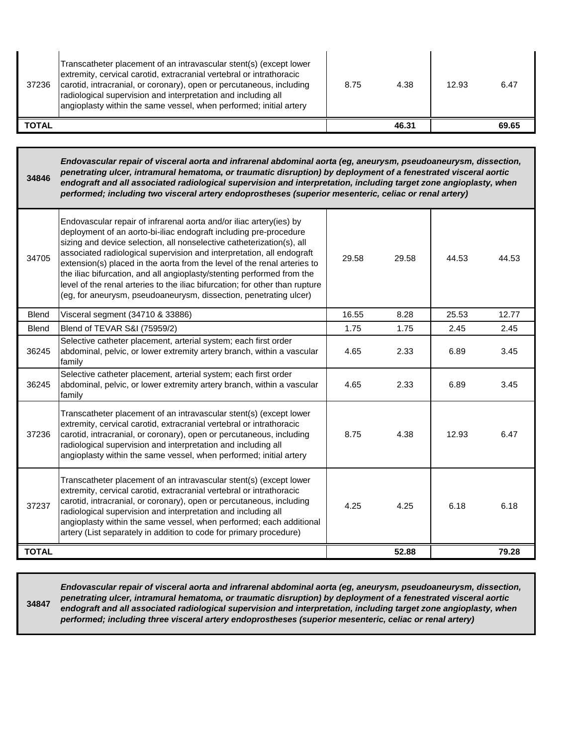| | | | | | |
|---|---|---|---|---|---|
| 37236 | Transcatheter placement of an intravascular stent(s) (except lower extremity, cervical carotid, extracranial vertebral or intrathoracic carotid, intracranial, or coronary), open or percutaneous, including radiological supervision and interpretation and including all angioplasty within the same vessel, when performed; initial artery | 8.75 | 4.38 | 12.93 | 6.47 |
| **TOTAL** | | | **46.31** | | **69.65** |

| | | | | | |
|---|---|---|---|---|---|
| **34846** | ***Endovascular repair of visceral aorta and infrarenal abdominal aorta (eg, aneurysm, pseudoaneurysm, dissection, penetrating ulcer, intramural hematoma, or traumatic disruption) by deployment of a fenestrated visceral aortic endograft and all associated radiological supervision and interpretation, including target zone angioplasty, when performed; including two visceral artery endoprostheses (superior mesenteric, celiac or renal artery)*** | | | | |
| 34705 | Endovascular repair of infrarenal aorta and/or iliac artery(ies) by deployment of an aorto-bi-iliac endograft including pre-procedure sizing and device selection, all nonselective catheterization(s), all associated radiological supervision and interpretation, all endograft extension(s) placed in the aorta from the level of the renal arteries to the iliac bifurcation, and all angioplasty/stenting performed from the level of the renal arteries to the iliac bifurcation; for other than rupture (eg, for aneurysm, pseudoaneurysm, dissection, penetrating ulcer) | 29.58 | 29.58 | 44.53 | 44.53 |
| Blend | Visceral segment (34710 & 33886) | 16.55 | 8.28 | 25.53 | 12.77 |
| Blend | Blend of TEVAR S&I (75959/2) | 1.75 | 1.75 | 2.45 | 2.45 |
| 36245 | Selective catheter placement, arterial system; each first order abdominal, pelvic, or lower extremity artery branch, within a vascular family | 4.65 | 2.33 | 6.89 | 3.45 |
| 36245 | Selective catheter placement, arterial system; each first order abdominal, pelvic, or lower extremity artery branch, within a vascular family | 4.65 | 2.33 | 6.89 | 3.45 |
| 37236 | Transcatheter placement of an intravascular stent(s) (except lower extremity, cervical carotid, extracranial vertebral or intrathoracic carotid, intracranial, or coronary), open or percutaneous, including radiological supervision and interpretation and including all angioplasty within the same vessel, when performed; initial artery | 8.75 | 4.38 | 12.93 | 6.47 |
| 37237 | Transcatheter placement of an intravascular stent(s) (except lower extremity, cervical carotid, extracranial vertebral or intrathoracic carotid, intracranial, or coronary), open or percutaneous, including radiological supervision and interpretation and including all angioplasty within the same vessel, when performed; each additional artery (List separately in addition to code for primary procedure) | 4.25 | 4.25 | 6.18 | 6.18 |
| **TOTAL** | | | **52.88** | | **79.28** |

| | |
|---|---|
| **34847** | ***Endovascular repair of visceral aorta and infrarenal abdominal aorta (eg, aneurysm, pseudoaneurysm, dissection, penetrating ulcer, intramural hematoma, or traumatic disruption) by deployment of a fenestrated visceral aortic endograft and all associated radiological supervision and interpretation, including target zone angioplasty, when performed; including three visceral artery endoprostheses (superior mesenteric, celiac or renal artery)*** |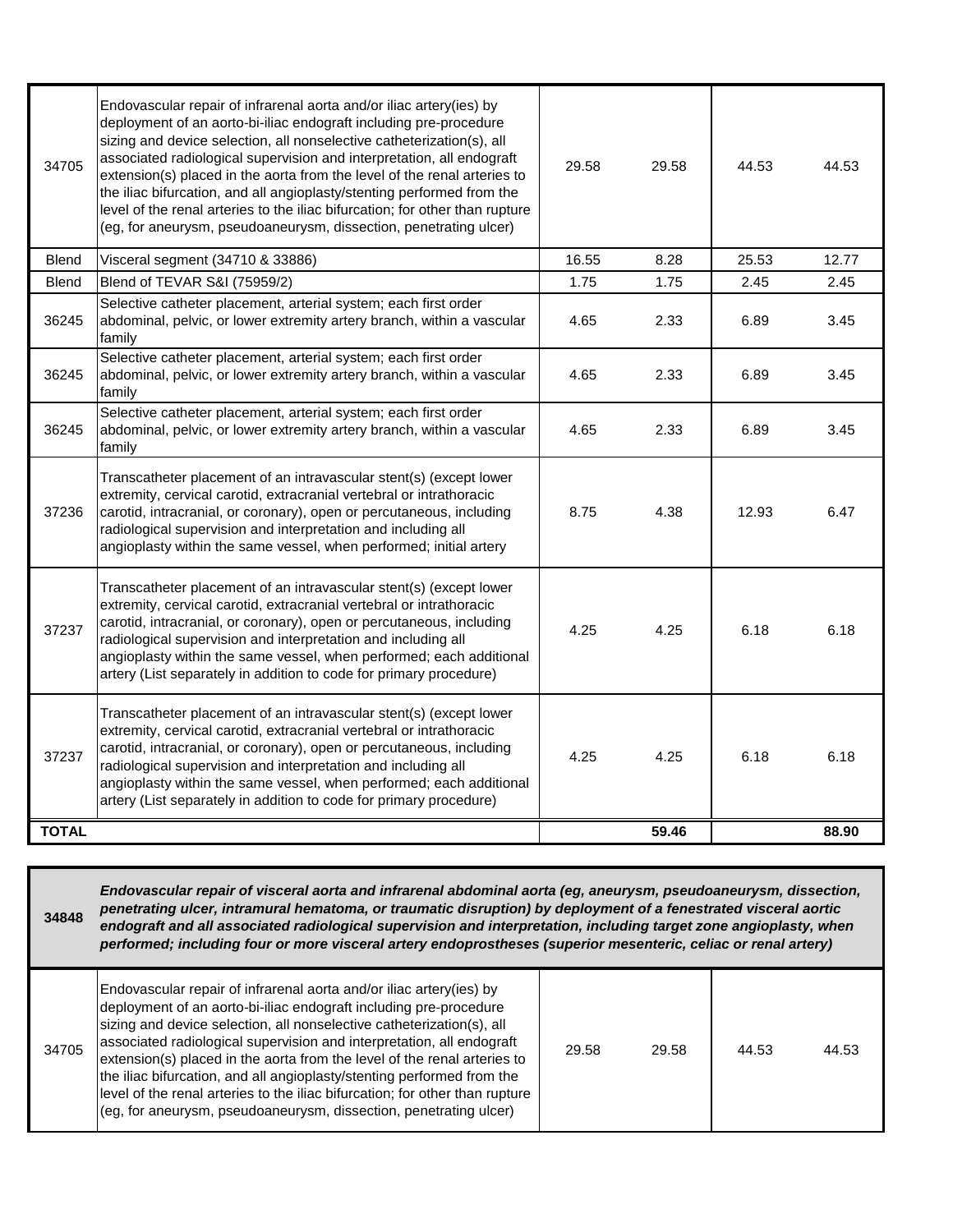| | | | | | |
|---|---|---|---|---|---|
| 34705 | Endovascular repair of infrarenal aorta and/or iliac artery(ies) by deployment of an aorto-bi-iliac endograft including pre-procedure sizing and device selection, all nonselective catheterization(s), all associated radiological supervision and interpretation, all endograft extension(s) placed in the aorta from the level of the renal arteries to the iliac bifurcation, and all angioplasty/stenting performed from the level of the renal arteries to the iliac bifurcation; for other than rupture (eg, for aneurysm, pseudoaneurysm, dissection, penetrating ulcer) | 29.58 | 29.58 | 44.53 | 44.53 |
| Blend | Visceral segment (34710 & 33886) | 16.55 | 8.28 | 25.53 | 12.77 |
| Blend | Blend of TEVAR S&I (75959/2) | 1.75 | 1.75 | 2.45 | 2.45 |
| 36245 | Selective catheter placement, arterial system; each first order abdominal, pelvic, or lower extremity artery branch, within a vascular family | 4.65 | 2.33 | 6.89 | 3.45 |
| 36245 | Selective catheter placement, arterial system; each first order abdominal, pelvic, or lower extremity artery branch, within a vascular family | 4.65 | 2.33 | 6.89 | 3.45 |
| 36245 | Selective catheter placement, arterial system; each first order abdominal, pelvic, or lower extremity artery branch, within a vascular family | 4.65 | 2.33 | 6.89 | 3.45 |
| 37236 | Transcatheter placement of an intravascular stent(s) (except lower extremity, cervical carotid, extracranial vertebral or intrathoracic carotid, intracranial, or coronary), open or percutaneous, including radiological supervision and interpretation and including all angioplasty within the same vessel, when performed; initial artery | 8.75 | 4.38 | 12.93 | 6.47 |
| 37237 | Transcatheter placement of an intravascular stent(s) (except lower extremity, cervical carotid, extracranial vertebral or intrathoracic carotid, intracranial, or coronary), open or percutaneous, including radiological supervision and interpretation and including all angioplasty within the same vessel, when performed; each additional artery (List separately in addition to code for primary procedure) | 4.25 | 4.25 | 6.18 | 6.18 |
| 37237 | Transcatheter placement of an intravascular stent(s) (except lower extremity, cervical carotid, extracranial vertebral or intrathoracic carotid, intracranial, or coronary), open or percutaneous, including radiological supervision and interpretation and including all angioplasty within the same vessel, when performed; each additional artery (List separately in addition to code for primary procedure) | 4.25 | 4.25 | 6.18 | 6.18 |
| **TOTAL** | | | **59.46** | | **88.90** |

| **34848** | ***Endovascular repair of visceral aorta and infrarenal abdominal aorta (eg, aneurysm, pseudoaneurysm, dissection, penetrating ulcer, intramural hematoma, or traumatic disruption) by deployment of a fenestrated visceral aortic endograft and all associated radiological supervision and interpretation, including target zone angioplasty, when performed; including four or more visceral artery endoprostheses (superior mesenteric, celiac or renal artery)*** | | | | |
|---|---|---|---|---|---|
| 34705 | Endovascular repair of infrarenal aorta and/or iliac artery(ies) by deployment of an aorto-bi-iliac endograft including pre-procedure sizing and device selection, all nonselective catheterization(s), all associated radiological supervision and interpretation, all endograft extension(s) placed in the aorta from the level of the renal arteries to the iliac bifurcation, and all angioplasty/stenting performed from the level of the renal arteries to the iliac bifurcation; for other than rupture (eg, for aneurysm, pseudoaneurysm, dissection, penetrating ulcer) | 29.58 | 29.58 | 44.53 | 44.53 |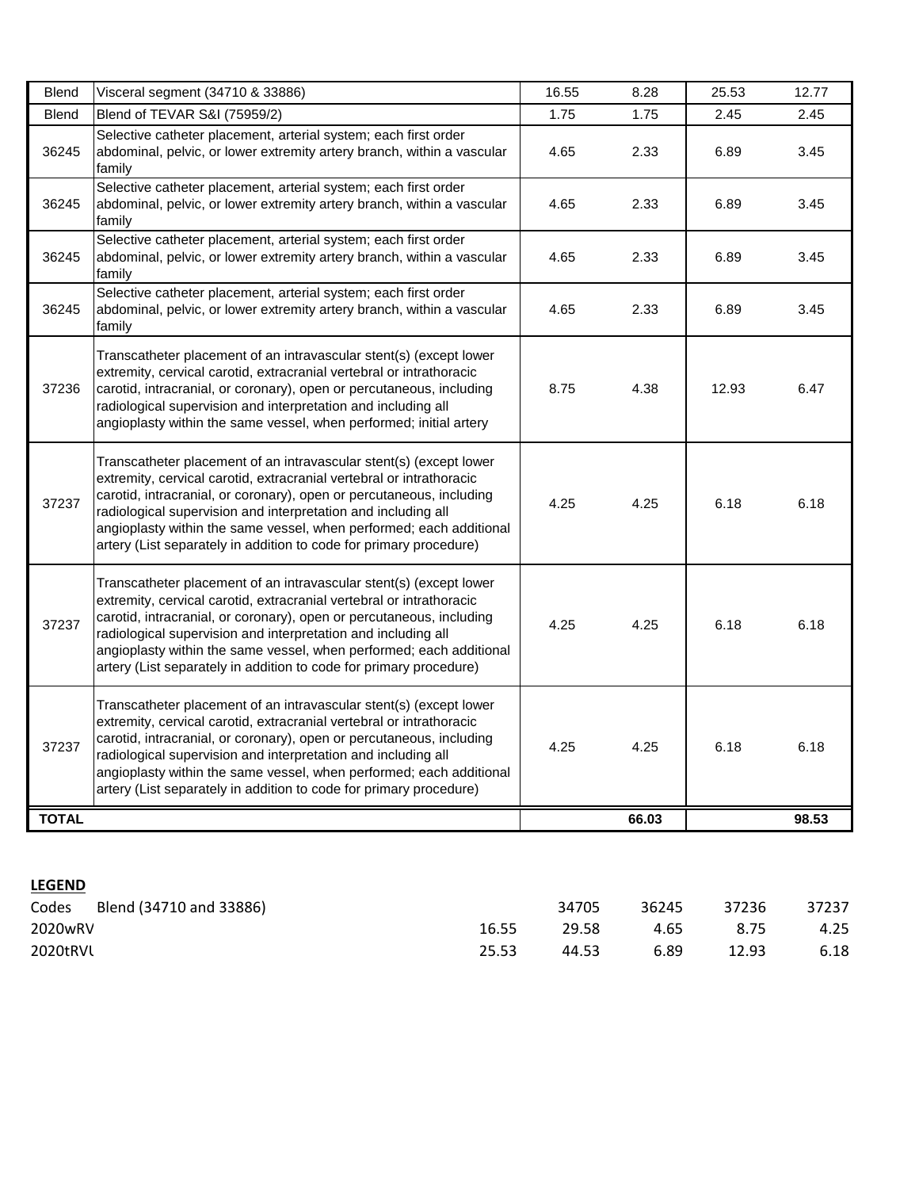| | | | | | |
|---|---|---|---|---|---|
| Blend | Visceral segment (34710 & 33886) | 16.55 | 8.28 | 25.53 | 12.77 |
| Blend | Blend of TEVAR S&I (75959/2) | 1.75 | 1.75 | 2.45 | 2.45 |
| 36245 | Selective catheter placement, arterial system; each first order abdominal, pelvic, or lower extremity artery branch, within a vascular family | 4.65 | 2.33 | 6.89 | 3.45 |
| 36245 | Selective catheter placement, arterial system; each first order abdominal, pelvic, or lower extremity artery branch, within a vascular family | 4.65 | 2.33 | 6.89 | 3.45 |
| 36245 | Selective catheter placement, arterial system; each first order abdominal, pelvic, or lower extremity artery branch, within a vascular family | 4.65 | 2.33 | 6.89 | 3.45 |
| 36245 | Selective catheter placement, arterial system; each first order abdominal, pelvic, or lower extremity artery branch, within a vascular family | 4.65 | 2.33 | 6.89 | 3.45 |
| 37236 | Transcatheter placement of an intravascular stent(s) (except lower extremity, cervical carotid, extracranial vertebral or intrathoracic carotid, intracranial, or coronary), open or percutaneous, including radiological supervision and interpretation and including all angioplasty within the same vessel, when performed; initial artery | 8.75 | 4.38 | 12.93 | 6.47 |
| 37237 | Transcatheter placement of an intravascular stent(s) (except lower extremity, cervical carotid, extracranial vertebral or intrathoracic carotid, intracranial, or coronary), open or percutaneous, including radiological supervision and interpretation and including all angioplasty within the same vessel, when performed; each additional artery (List separately in addition to code for primary procedure) | 4.25 | 4.25 | 6.18 | 6.18 |
| 37237 | Transcatheter placement of an intravascular stent(s) (except lower extremity, cervical carotid, extracranial vertebral or intrathoracic carotid, intracranial, or coronary), open or percutaneous, including radiological supervision and interpretation and including all angioplasty within the same vessel, when performed; each additional artery (List separately in addition to code for primary procedure) | 4.25 | 4.25 | 6.18 | 6.18 |
| 37237 | Transcatheter placement of an intravascular stent(s) (except lower extremity, cervical carotid, extracranial vertebral or intrathoracic carotid, intracranial, or coronary), open or percutaneous, including radiological supervision and interpretation and including all angioplasty within the same vessel, when performed; each additional artery (List separately in addition to code for primary procedure) | 4.25 | 4.25 | 6.18 | 6.18 |
| **TOTAL** | | | **66.03** | | **98.53** |

**LEGEND**

| Codes | Blend (34710 and 33886) | 34705 | 36245 | 37236 | 37237 |
|---|---|---|---|---|---|
| 2020wRV | 16.55 | 29.58 | 4.65 | 8.75 | 4.25 |
| 2020tRVU | 25.53 | 44.53 | 6.89 | 12.93 | 6.18 |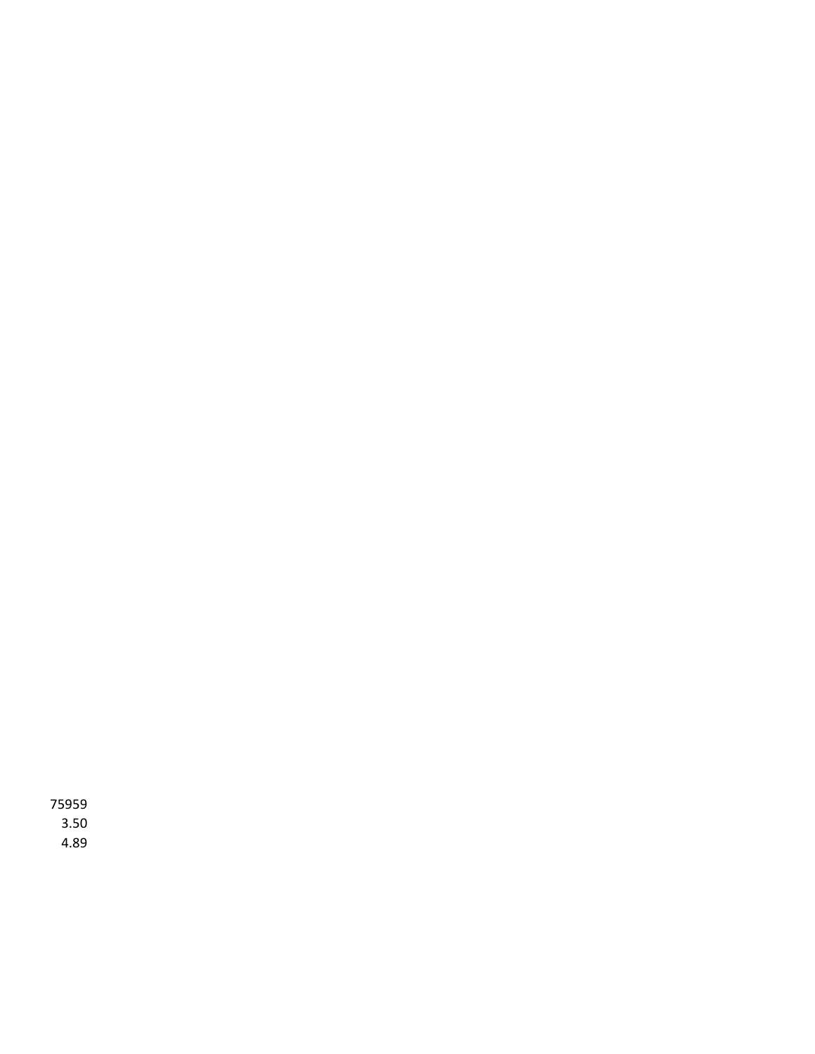75959
3.50
4.89